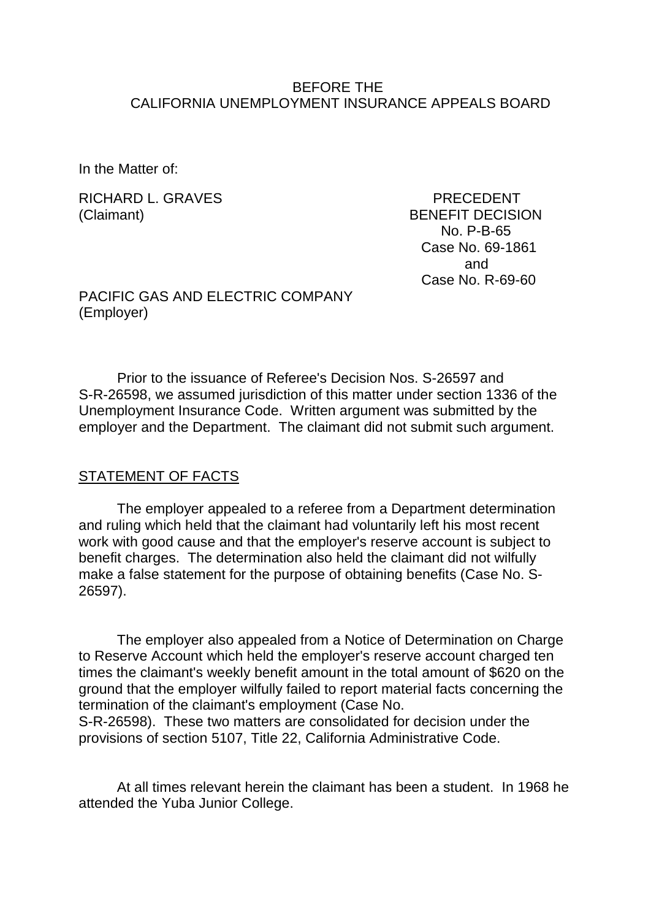BEFORE THE
CALIFORNIA UNEMPLOYMENT INSURANCE APPEALS BOARD

In the Matter of:

RICHARD L. GRAVES
(Claimant)

PRECEDENT
BENEFIT DECISION
No. P-B-65
Case No. 69-1861
and
Case No. R-69-60

PACIFIC GAS AND ELECTRIC COMPANY
(Employer)

Prior to the issuance of Referee's Decision Nos. S-26597 and S-R-26598, we assumed jurisdiction of this matter under section 1336 of the Unemployment Insurance Code. Written argument was submitted by the employer and the Department. The claimant did not submit such argument.

## STATEMENT OF FACTS

The employer appealed to a referee from a Department determination and ruling which held that the claimant had voluntarily left his most recent work with good cause and that the employer's reserve account is subject to benefit charges. The determination also held the claimant did not wilfully make a false statement for the purpose of obtaining benefits (Case No. S-26597).

The employer also appealed from a Notice of Determination on Charge to Reserve Account which held the employer's reserve account charged ten times the claimant's weekly benefit amount in the total amount of $620 on the ground that the employer wilfully failed to report material facts concerning the termination of the claimant's employment (Case No. S-R-26598). These two matters are consolidated for decision under the provisions of section 5107, Title 22, California Administrative Code.

At all times relevant herein the claimant has been a student. In 1968 he attended the Yuba Junior College.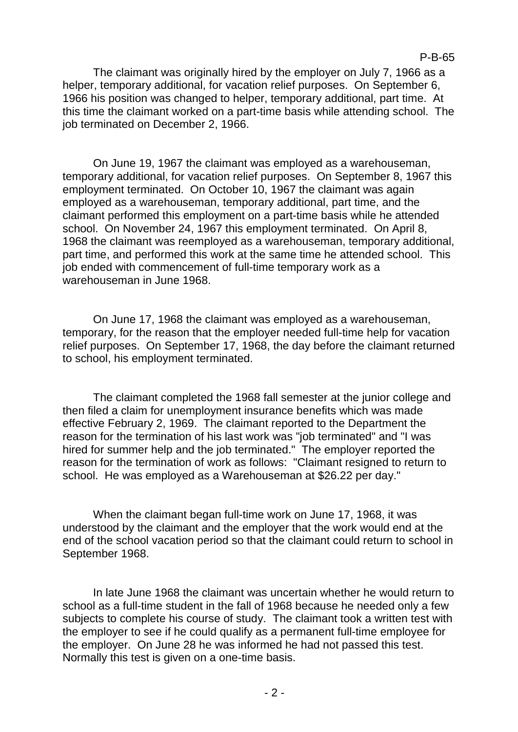The claimant was originally hired by the employer on July 7, 1966 as a helper, temporary additional, for vacation relief purposes. On September 6, 1966 his position was changed to helper, temporary additional, part time. At this time the claimant worked on a part-time basis while attending school. The job terminated on December 2, 1966.

On June 19, 1967 the claimant was employed as a warehouseman, temporary additional, for vacation relief purposes. On September 8, 1967 this employment terminated. On October 10, 1967 the claimant was again employed as a warehouseman, temporary additional, part time, and the claimant performed this employment on a part-time basis while he attended school. On November 24, 1967 this employment terminated. On April 8, 1968 the claimant was reemployed as a warehouseman, temporary additional, part time, and performed this work at the same time he attended school. This job ended with commencement of full-time temporary work as a warehouseman in June 1968.

On June 17, 1968 the claimant was employed as a warehouseman, temporary, for the reason that the employer needed full-time help for vacation relief purposes. On September 17, 1968, the day before the claimant returned to school, his employment terminated.

The claimant completed the 1968 fall semester at the junior college and then filed a claim for unemployment insurance benefits which was made effective February 2, 1969. The claimant reported to the Department the reason for the termination of his last work was "job terminated" and "I was hired for summer help and the job terminated." The employer reported the reason for the termination of work as follows: "Claimant resigned to return to school. He was employed as a Warehouseman at $26.22 per day."

When the claimant began full-time work on June 17, 1968, it was understood by the claimant and the employer that the work would end at the end of the school vacation period so that the claimant could return to school in September 1968.

In late June 1968 the claimant was uncertain whether he would return to school as a full-time student in the fall of 1968 because he needed only a few subjects to complete his course of study. The claimant took a written test with the employer to see if he could qualify as a permanent full-time employee for the employer. On June 28 he was informed he had not passed this test. Normally this test is given on a one-time basis.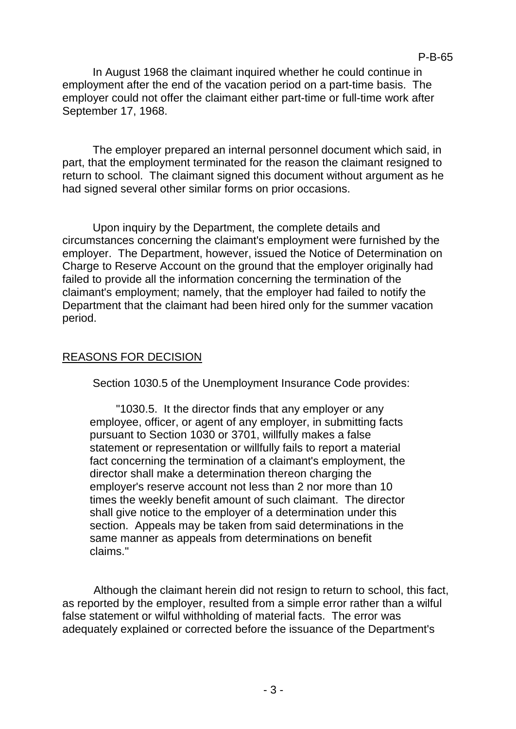In August 1968 the claimant inquired whether he could continue in employment after the end of the vacation period on a part-time basis. The employer could not offer the claimant either part-time or full-time work after September 17, 1968.

The employer prepared an internal personnel document which said, in part, that the employment terminated for the reason the claimant resigned to return to school. The claimant signed this document without argument as he had signed several other similar forms on prior occasions.

Upon inquiry by the Department, the complete details and circumstances concerning the claimant's employment were furnished by the employer. The Department, however, issued the Notice of Determination on Charge to Reserve Account on the ground that the employer originally had failed to provide all the information concerning the termination of the claimant's employment; namely, that the employer had failed to notify the Department that the claimant had been hired only for the summer vacation period.

## REASONS FOR DECISION

Section 1030.5 of the Unemployment Insurance Code provides:

> "1030.5. It the director finds that any employer or any employee, officer, or agent of any employer, in submitting facts pursuant to Section 1030 or 3701, willfully makes a false statement or representation or willfully fails to report a material fact concerning the termination of a claimant's employment, the director shall make a determination thereon charging the employer's reserve account not less than 2 nor more than 10 times the weekly benefit amount of such claimant. The director shall give notice to the employer of a determination under this section. Appeals may be taken from said determinations in the same manner as appeals from determinations on benefit claims."

Although the claimant herein did not resign to return to school, this fact, as reported by the employer, resulted from a simple error rather than a wilful false statement or wilful withholding of material facts. The error was adequately explained or corrected before the issuance of the Department's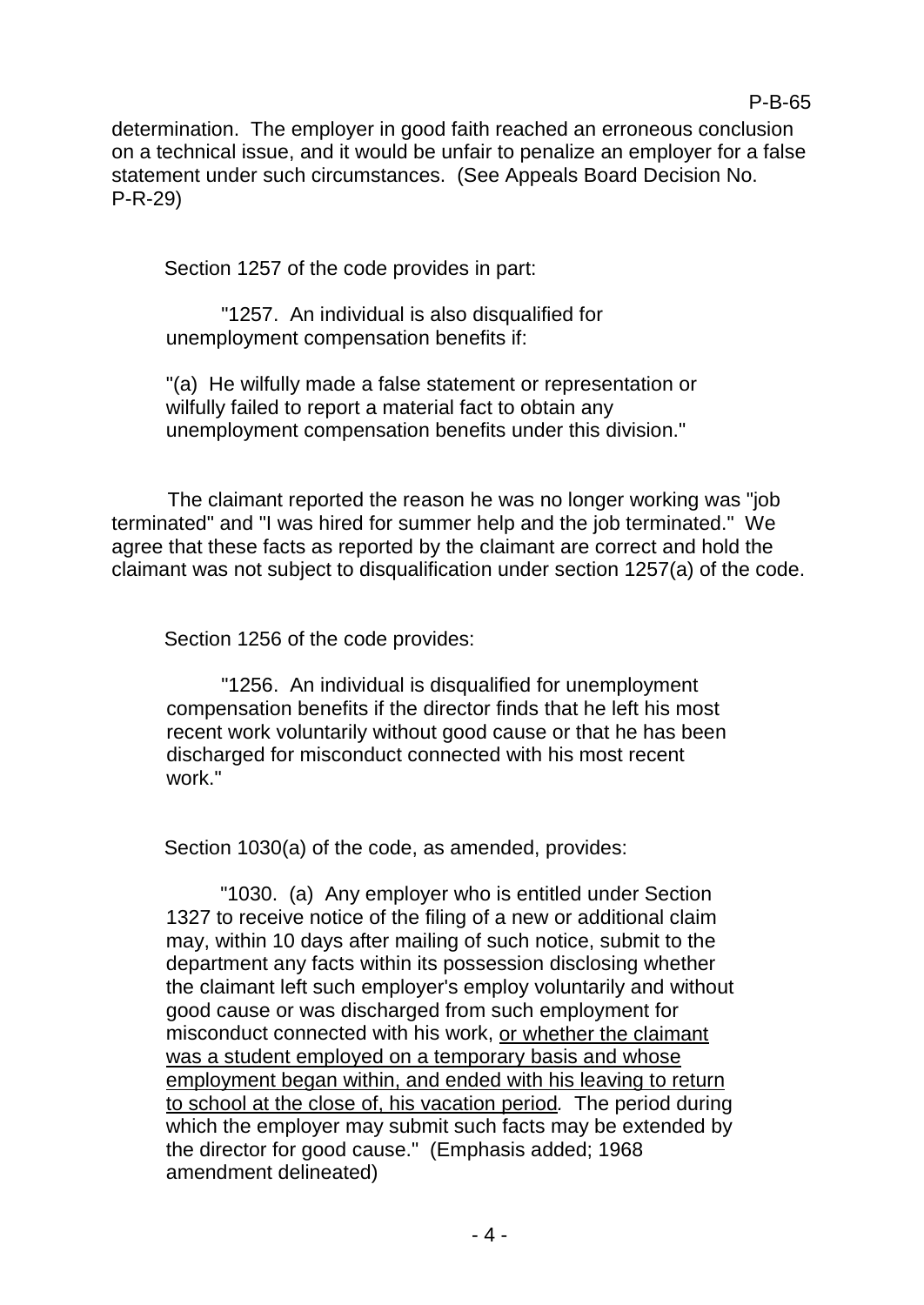determination. The employer in good faith reached an erroneous conclusion on a technical issue, and it would be unfair to penalize an employer for a false statement under such circumstances. (See Appeals Board Decision No. P-R-29)

Section 1257 of the code provides in part:

> "1257. An individual is also disqualified for unemployment compensation benefits if:
>
> "(a) He wilfully made a false statement or representation or wilfully failed to report a material fact to obtain any unemployment compensation benefits under this division."

The claimant reported the reason he was no longer working was "job terminated" and "I was hired for summer help and the job terminated." We agree that these facts as reported by the claimant are correct and hold the claimant was not subject to disqualification under section 1257(a) of the code.

Section 1256 of the code provides:

> "1256. An individual is disqualified for unemployment compensation benefits if the director finds that he left his most recent work voluntarily without good cause or that he has been discharged for misconduct connected with his most recent work."

Section 1030(a) of the code, as amended, provides:

> "1030. (a) Any employer who is entitled under Section 1327 to receive notice of the filing of a new or additional claim may, within 10 days after mailing of such notice, submit to the department any facts within its possession disclosing whether the claimant left such employer's employ voluntarily and without good cause or was discharged from such employment for misconduct connected with his work, <u>or whether the claimant was a student employed on a temporary basis and whose employment began within, and ended with his leaving to return to school at the close of, his vacation period</u>. The period during which the employer may submit such facts may be extended by the director for good cause." (Emphasis added; 1968 amendment delineated)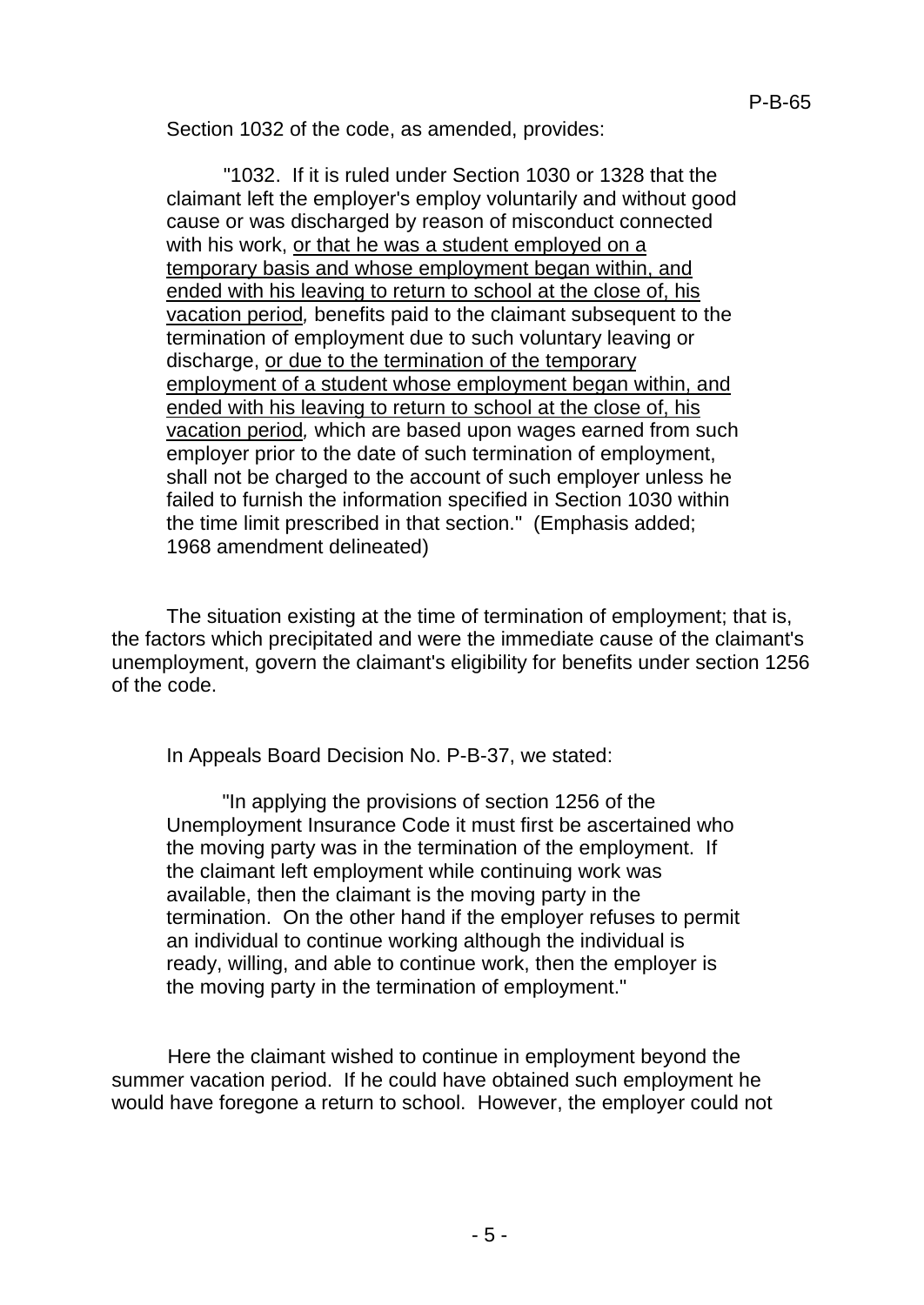Section 1032 of the code, as amended, provides:

> "1032. If it is ruled under Section 1030 or 1328 that the claimant left the employer's employ voluntarily and without good cause or was discharged by reason of misconduct connected with his work, <u>or that he was a student employed on a temporary basis and whose employment began within, and ended with his leaving to return to school at the close of, his vacation period</u>, benefits paid to the claimant subsequent to the termination of employment due to such voluntary leaving or discharge, <u>or due to the termination of the temporary employment of a student whose employment began within, and ended with his leaving to return to school at the close of, his vacation period</u>, which are based upon wages earned from such employer prior to the date of such termination of employment, shall not be charged to the account of such employer unless he failed to furnish the information specified in Section 1030 within the time limit prescribed in that section." (Emphasis added; 1968 amendment delineated)

The situation existing at the time of termination of employment; that is, the factors which precipitated and were the immediate cause of the claimant's unemployment, govern the claimant's eligibility for benefits under section 1256 of the code.

In Appeals Board Decision No. P-B-37, we stated:

> "In applying the provisions of section 1256 of the Unemployment Insurance Code it must first be ascertained who the moving party was in the termination of the employment. If the claimant left employment while continuing work was available, then the claimant is the moving party in the termination. On the other hand if the employer refuses to permit an individual to continue working although the individual is ready, willing, and able to continue work, then the employer is the moving party in the termination of employment."

Here the claimant wished to continue in employment beyond the summer vacation period. If he could have obtained such employment he would have foregone a return to school. However, the employer could not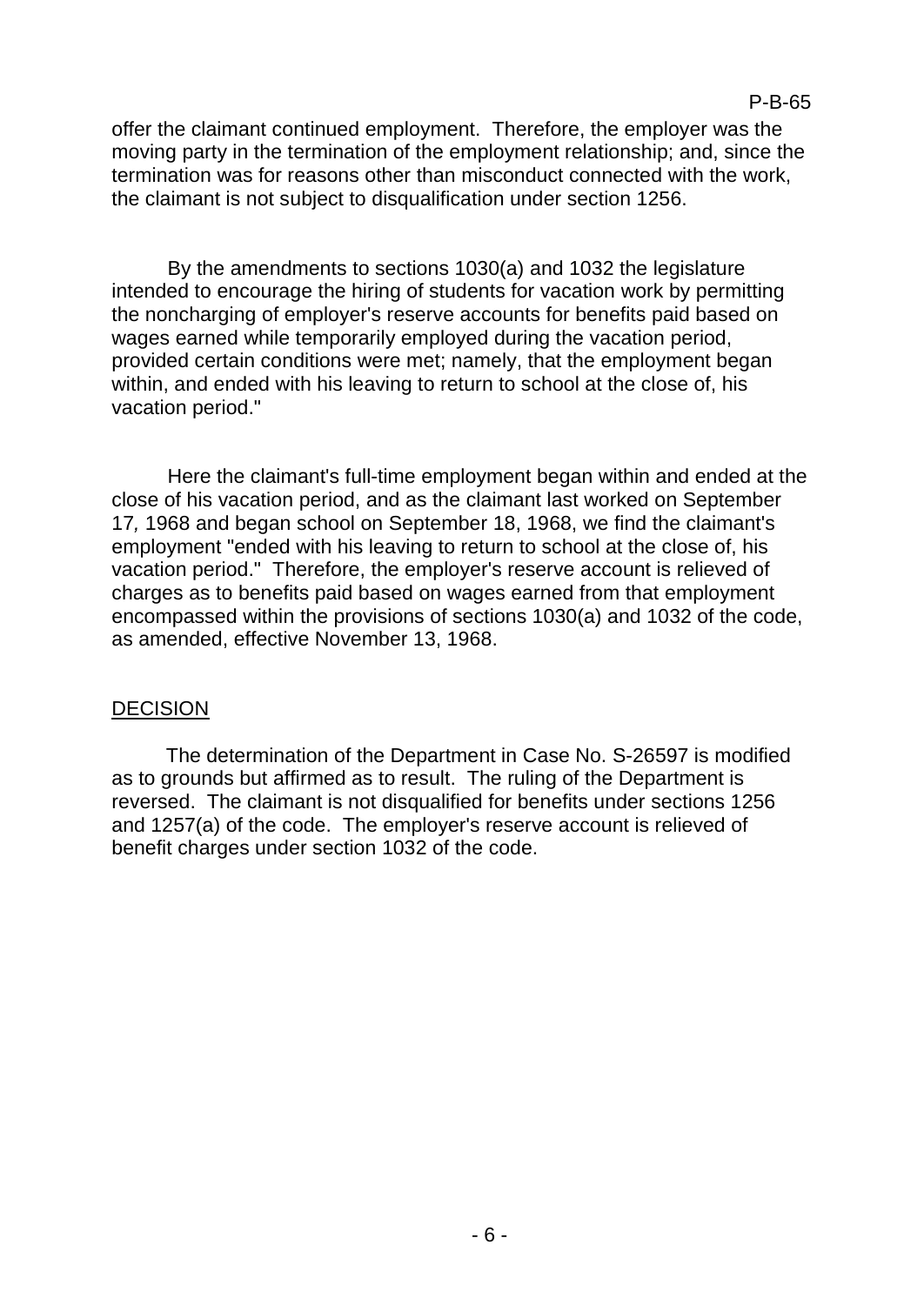offer the claimant continued employment. Therefore, the employer was the moving party in the termination of the employment relationship; and, since the termination was for reasons other than misconduct connected with the work, the claimant is not subject to disqualification under section 1256.

By the amendments to sections 1030(a) and 1032 the legislature intended to encourage the hiring of students for vacation work by permitting the noncharging of employer's reserve accounts for benefits paid based on wages earned while temporarily employed during the vacation period, provided certain conditions were met; namely, that the employment began within, and ended with his leaving to return to school at the close of, his vacation period."

Here the claimant's full-time employment began within and ended at the close of his vacation period, and as the claimant last worked on September 17, 1968 and began school on September 18, 1968, we find the claimant's employment "ended with his leaving to return to school at the close of, his vacation period." Therefore, the employer's reserve account is relieved of charges as to benefits paid based on wages earned from that employment encompassed within the provisions of sections 1030(a) and 1032 of the code, as amended, effective November 13, 1968.

## DECISION

The determination of the Department in Case No. S-26597 is modified as to grounds but affirmed as to result. The ruling of the Department is reversed. The claimant is not disqualified for benefits under sections 1256 and 1257(a) of the code. The employer's reserve account is relieved of benefit charges under section 1032 of the code.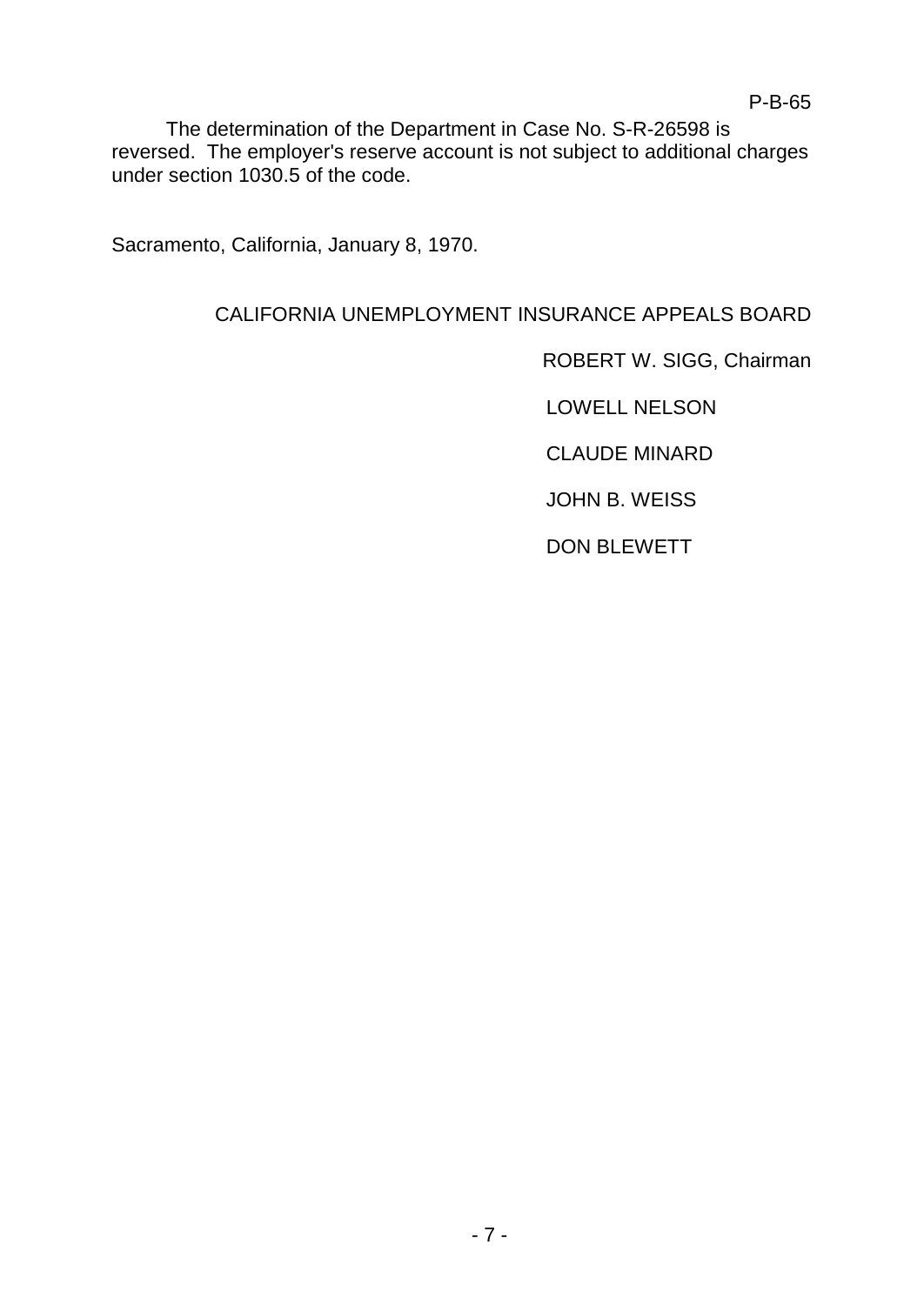The determination of the Department in Case No. S-R-26598 is reversed. The employer's reserve account is not subject to additional charges under section 1030.5 of the code.

Sacramento, California, January 8, 1970.

CALIFORNIA UNEMPLOYMENT INSURANCE APPEALS BOARD

ROBERT W. SIGG, Chairman

LOWELL NELSON

CLAUDE MINARD

JOHN B. WEISS

DON BLEWETT